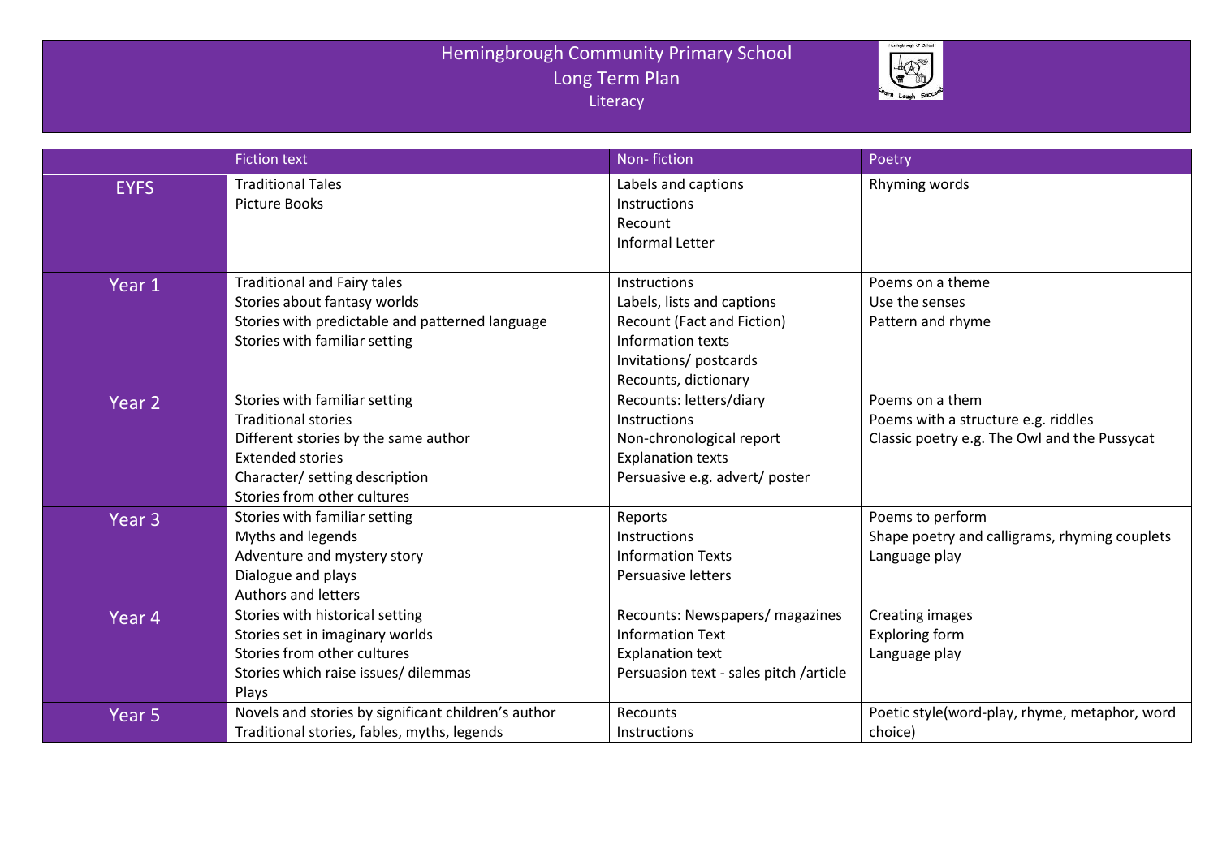# Hemingbrough Community Primary School

## Long Term Plan

### Literacy

| | Fiction text | Non- fiction | Poetry |
|---|---|---|---|
| EYFS | Traditional Tales<br>Picture Books | Labels and captions<br>Instructions<br>Recount<br>Informal Letter | Rhyming words |
| Year 1 | Traditional and Fairy tales<br>Stories about fantasy worlds<br>Stories with predictable and patterned language<br>Stories with familiar setting | Instructions<br>Labels, lists and captions<br>Recount (Fact and Fiction)<br>Information texts<br>Invitations/ postcards<br>Recounts, dictionary | Poems on a theme<br>Use the senses<br>Pattern and rhyme |
| Year 2 | Stories with familiar setting<br>Traditional stories<br>Different stories by the same author<br>Extended stories<br>Character/ setting description<br>Stories from other cultures | Recounts: letters/diary<br>Instructions<br>Non-chronological report<br>Explanation texts<br>Persuasive e.g. advert/ poster | Poems on a them<br>Poems with a structure e.g. riddles<br>Classic poetry e.g. The Owl and the Pussycat |
| Year 3 | Stories with familiar setting<br>Myths and legends<br>Adventure and mystery story<br>Dialogue and plays<br>Authors and letters | Reports<br>Instructions<br>Information Texts<br>Persuasive letters | Poems to perform<br>Shape poetry and calligrams, rhyming couplets<br>Language play |
| Year 4 | Stories with historical setting<br>Stories set in imaginary worlds<br>Stories from other cultures<br>Stories which raise issues/ dilemmas<br>Plays | Recounts: Newspapers/ magazines<br>Information Text<br>Explanation text<br>Persuasion text - sales pitch /article | Creating images<br>Exploring form<br>Language play |
| Year 5 | Novels and stories by significant children's author<br>Traditional stories, fables, myths, legends | Recounts<br>Instructions | Poetic style(word-play, rhyme, metaphor, word choice) |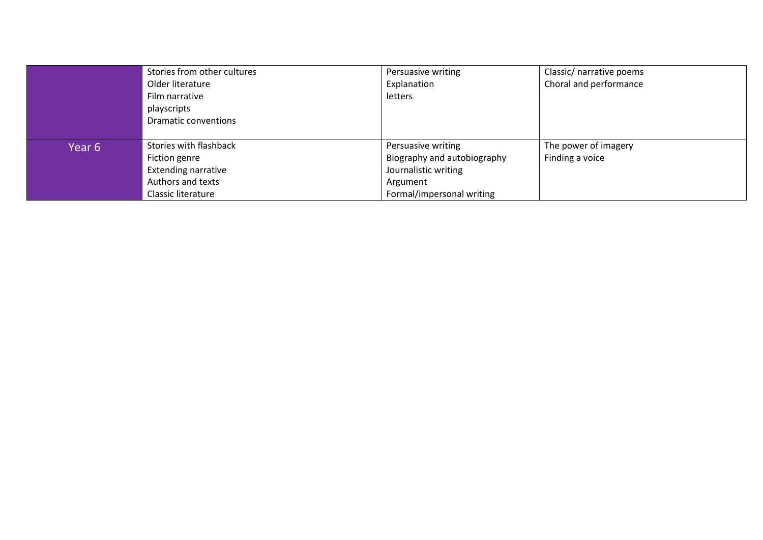| | | | |
|---|---|---|---|
| | Stories from other cultures<br>Older literature<br>Film narrative<br>playscripts<br>Dramatic conventions | Persuasive writing<br>Explanation<br>letters | Classic/ narrative poems<br>Choral and performance |
| Year 6 | Stories with flashback<br>Fiction genre<br>Extending narrative<br>Authors and texts<br>Classic literature | Persuasive writing<br>Biography and autobiography<br>Journalistic writing<br>Argument<br>Formal/impersonal writing | The power of imagery<br>Finding a voice |